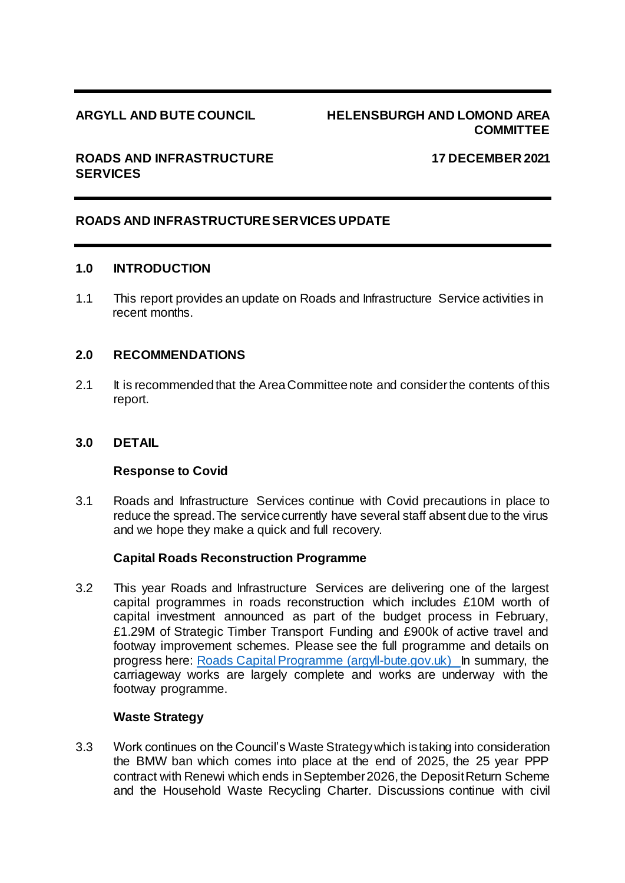**ARGYLL AND BUTE COUNCIL** | **HELENSBURGH AND LOMOND AREA COMMITTEE**

**ROADS AND INFRASTRUCTURE SERVICES** | **17 DECEMBER 2021**

# ROADS AND INFRASTRUCTURE SERVICES UPDATE

## 1.0 INTRODUCTION

1.1 This report provides an update on Roads and Infrastructure Service activities in recent months.

## 2.0 RECOMMENDATIONS

2.1 It is recommended that the Area Committee note and consider the contents of this report.

## 3.0 DETAIL

### Response to Covid

3.1 Roads and Infrastructure Services continue with Covid precautions in place to reduce the spread. The service currently have several staff absent due to the virus and we hope they make a quick and full recovery.

### Capital Roads Reconstruction Programme

3.2 This year Roads and Infrastructure Services are delivering one of the largest capital programmes in roads reconstruction which includes £10M worth of capital investment announced as part of the budget process in February, £1.29M of Strategic Timber Transport Funding and £900k of active travel and footway improvement schemes. Please see the full programme and details on progress here: Roads Capital Programme (argyll-bute.gov.uk) In summary, the carriageway works are largely complete and works are underway with the footway programme.

### Waste Strategy

3.3 Work continues on the Council's Waste Strategy which is taking into consideration the BMW ban which comes into place at the end of 2025, the 25 year PPP contract with Renewi which ends in September 2026, the Deposit Return Scheme and the Household Waste Recycling Charter. Discussions continue with civil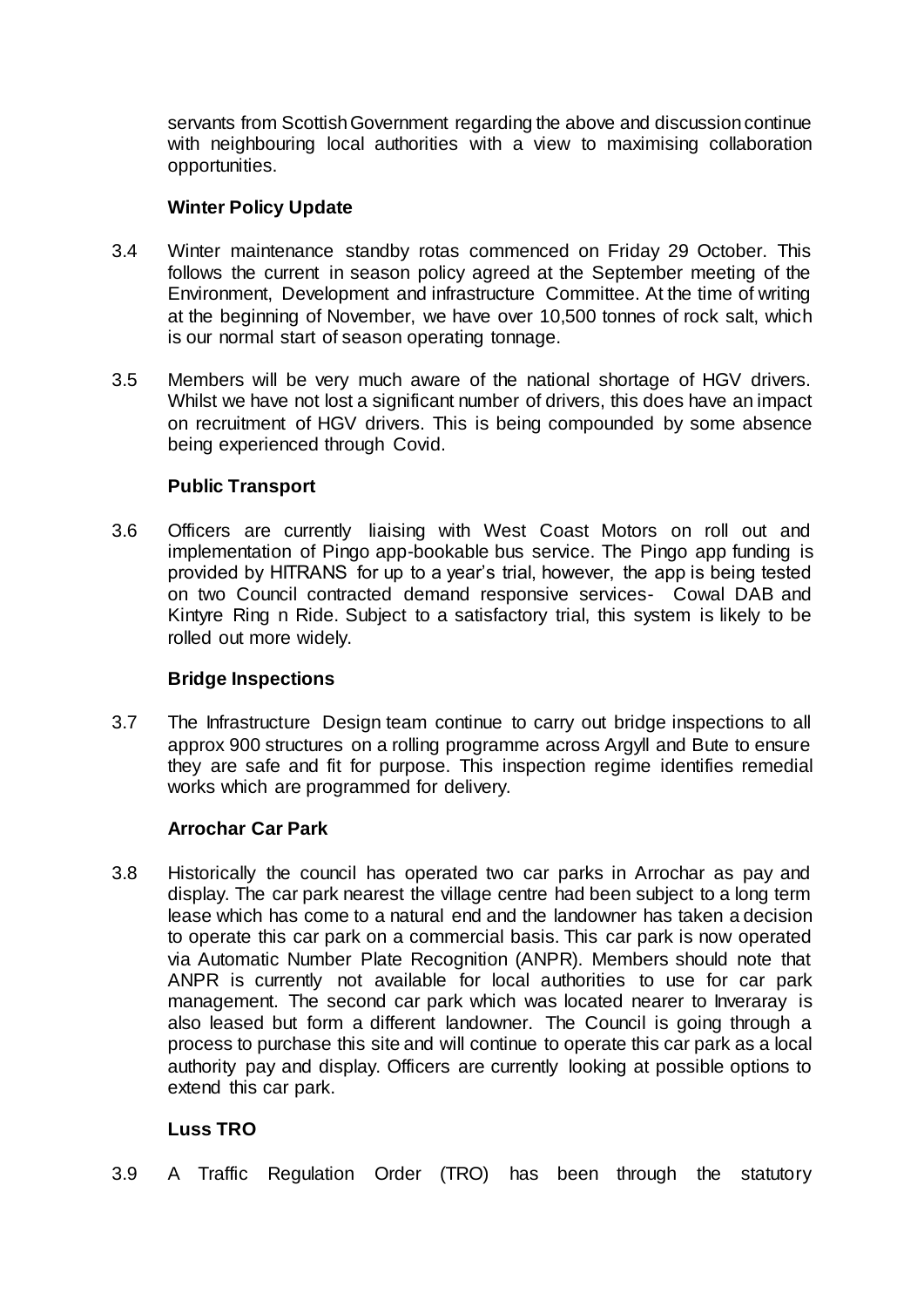servants from Scottish Government regarding the above and discussion continue with neighbouring local authorities with a view to maximising collaboration opportunities.

**Winter Policy Update**

3.4 Winter maintenance standby rotas commenced on Friday 29 October. This follows the current in season policy agreed at the September meeting of the Environment, Development and infrastructure Committee. At the time of writing at the beginning of November, we have over 10,500 tonnes of rock salt, which is our normal start of season operating tonnage.

3.5 Members will be very much aware of the national shortage of HGV drivers. Whilst we have not lost a significant number of drivers, this does have an impact on recruitment of HGV drivers. This is being compounded by some absence being experienced through Covid.

**Public Transport**

3.6 Officers are currently liaising with West Coast Motors on roll out and implementation of Pingo app-bookable bus service. The Pingo app funding is provided by HITRANS for up to a year's trial, however, the app is being tested on two Council contracted demand responsive services- Cowal DAB and Kintyre Ring n Ride. Subject to a satisfactory trial, this system is likely to be rolled out more widely.

**Bridge Inspections**

3.7 The Infrastructure Design team continue to carry out bridge inspections to all approx 900 structures on a rolling programme across Argyll and Bute to ensure they are safe and fit for purpose. This inspection regime identifies remedial works which are programmed for delivery.

**Arrochar Car Park**

3.8 Historically the council has operated two car parks in Arrochar as pay and display. The car park nearest the village centre had been subject to a long term lease which has come to a natural end and the landowner has taken a decision to operate this car park on a commercial basis. This car park is now operated via Automatic Number Plate Recognition (ANPR). Members should note that ANPR is currently not available for local authorities to use for car park management. The second car park which was located nearer to Inveraray is also leased but form a different landowner. The Council is going through a process to purchase this site and will continue to operate this car park as a local authority pay and display. Officers are currently looking at possible options to extend this car park.

**Luss TRO**

3.9 A Traffic Regulation Order (TRO) has been through the statutory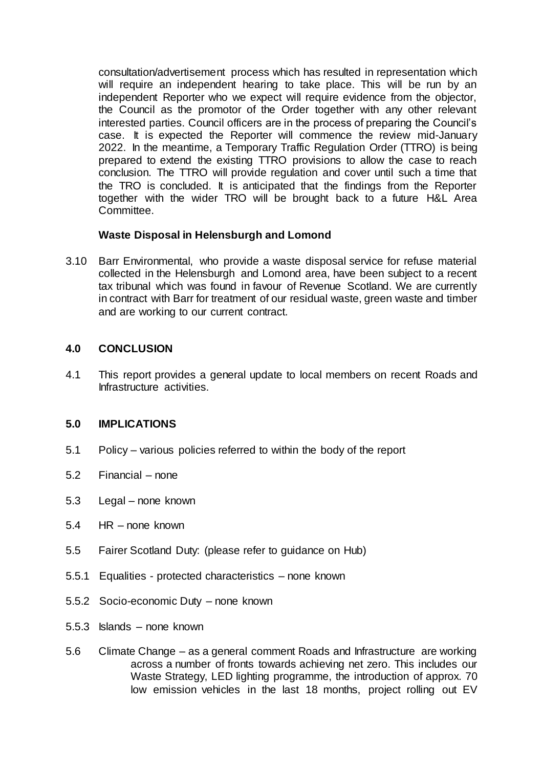consultation/advertisement process which has resulted in representation which will require an independent hearing to take place. This will be run by an independent Reporter who we expect will require evidence from the objector, the Council as the promotor of the Order together with any other relevant interested parties. Council officers are in the process of preparing the Council's case. It is expected the Reporter will commence the review mid-January 2022. In the meantime, a Temporary Traffic Regulation Order (TTRO) is being prepared to extend the existing TTRO provisions to allow the case to reach conclusion. The TTRO will provide regulation and cover until such a time that the TRO is concluded. It is anticipated that the findings from the Reporter together with the wider TRO will be brought back to a future H&L Area Committee.

**Waste Disposal in Helensburgh and Lomond**

3.10 Barr Environmental, who provide a waste disposal service for refuse material collected in the Helensburgh and Lomond area, have been subject to a recent tax tribunal which was found in favour of Revenue Scotland. We are currently in contract with Barr for treatment of our residual waste, green waste and timber and are working to our current contract.

## 4.0 CONCLUSION

4.1 This report provides a general update to local members on recent Roads and Infrastructure activities.

## 5.0 IMPLICATIONS

5.1 Policy – various policies referred to within the body of the report

5.2 Financial – none

5.3 Legal – none known

5.4 HR – none known

5.5 Fairer Scotland Duty: (please refer to guidance on Hub)

5.5.1 Equalities - protected characteristics – none known

5.5.2 Socio-economic Duty – none known

5.5.3 Islands – none known

5.6 Climate Change – as a general comment Roads and Infrastructure are working across a number of fronts towards achieving net zero. This includes our Waste Strategy, LED lighting programme, the introduction of approx. 70 low emission vehicles in the last 18 months, project rolling out EV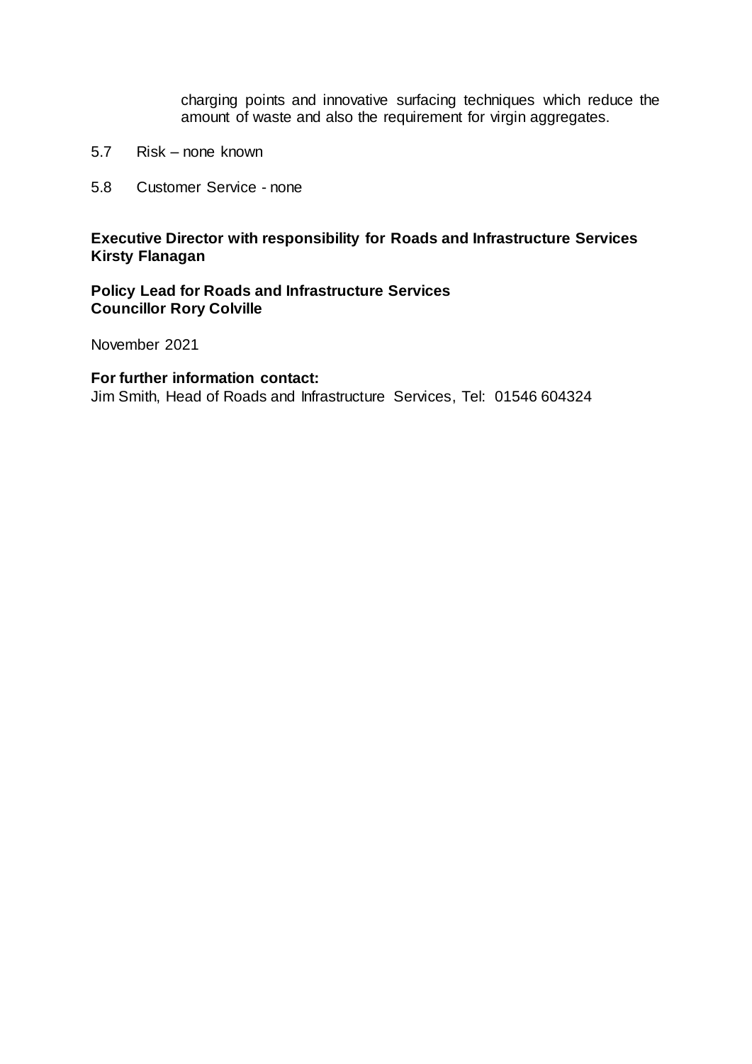charging points and innovative surfacing techniques which reduce the amount of waste and also the requirement for virgin aggregates.

5.7 Risk – none known

5.8 Customer Service - none

**Executive Director with responsibility for Roads and Infrastructure Services**
**Kirsty Flanagan**

**Policy Lead for Roads and Infrastructure Services**
**Councillor Rory Colville**

November 2021

**For further information contact:**
Jim Smith, Head of Roads and Infrastructure Services, Tel: 01546 604324